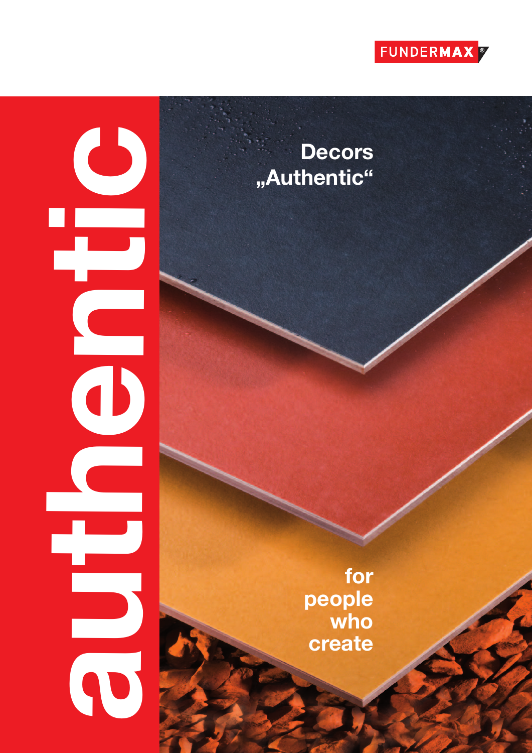FUNDERMAX

# authentic

## Decors „Authentic“

for people who create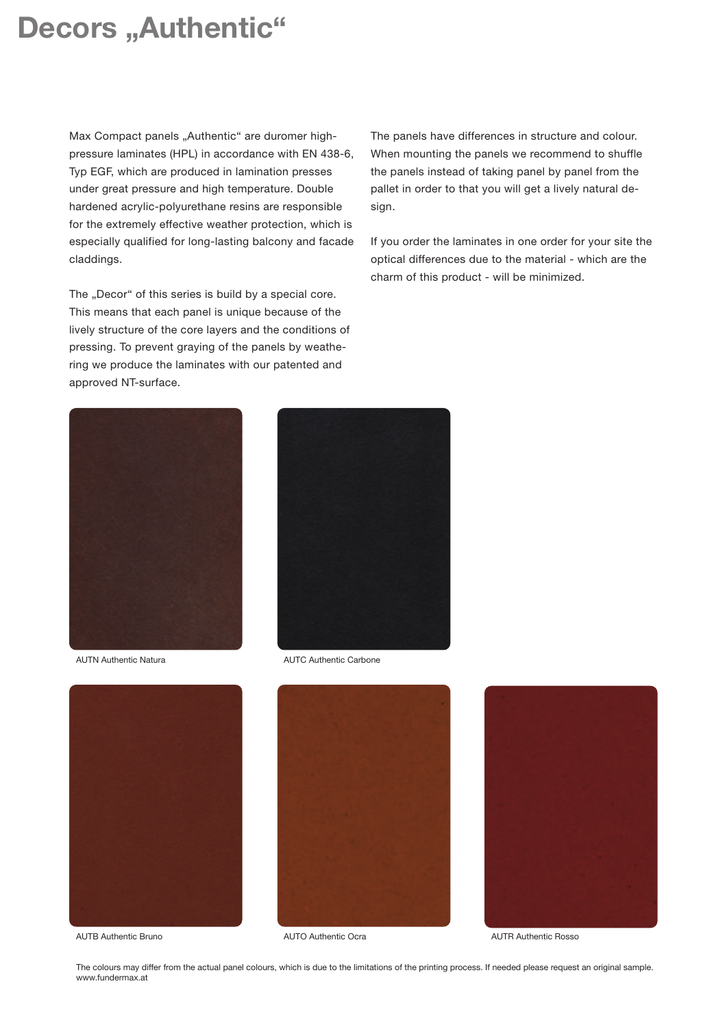# Decors „Authentic“

Max Compact panels „Authentic“ are duromer high-pressure laminates (HPL) in accordance with EN 438-6, Typ EGF, which are produced in lamination presses under great pressure and high temperature. Double hardened acrylic-polyurethane resins are responsible for the extremely effective weather protection, which is especially qualified for long-lasting balcony and facade claddings.

The „Decor“ of this series is build by a special core. This means that each panel is unique because of the lively structure of the core layers and the conditions of pressing. To prevent graying of the panels by weathering we produce the laminates with our patented and approved NT-surface.

The panels have differences in structure and colour. When mounting the panels we recommend to shuffle the panels instead of taking panel by panel from the pallet in order to that you will get a lively natural design.

If you order the laminates in one order for your site the optical differences due to the material - which are the charm of this product - will be minimized.

AUTN Authentic Natura

AUTC Authentic Carbone

AUTB Authentic Bruno

AUTO Authentic Ocra

AUTR Authentic Rosso

The colours may differ from the actual panel colours, which is due to the limitations of the printing process. If needed please request an original sample.
www.fundermax.at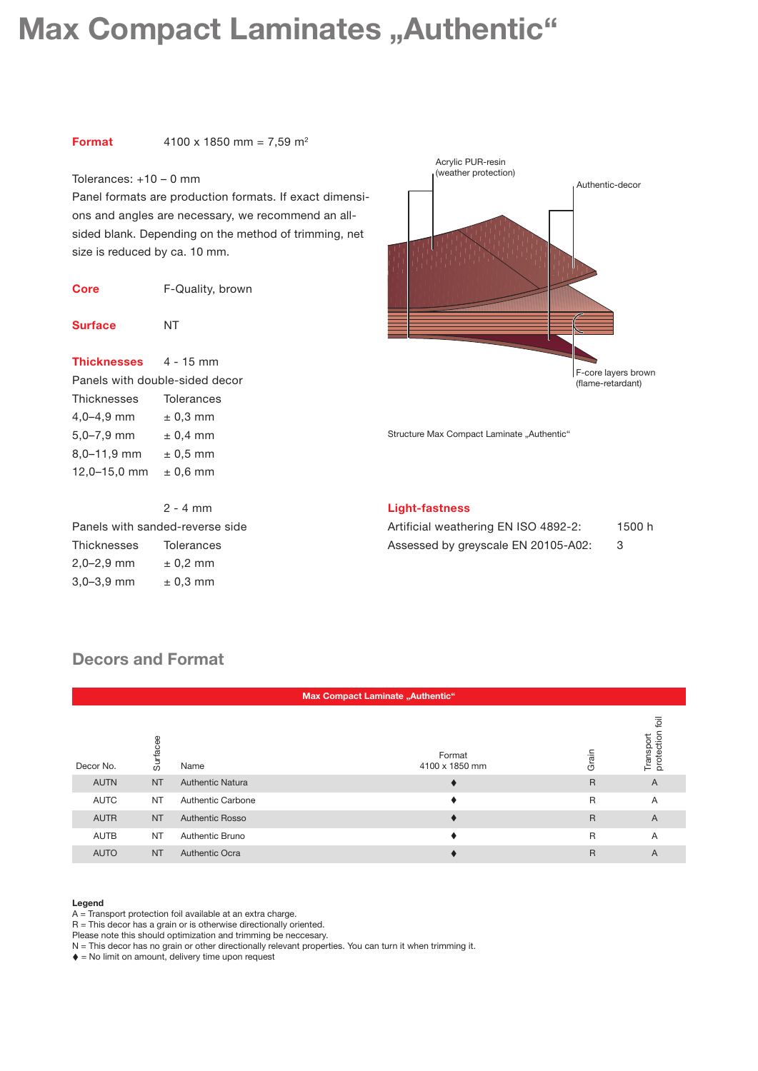# Max Compact Laminates „Authentic“

**Format** 4100 x 1850 mm = 7,59 m$^2$

Tolerances: +10 – 0 mm

Panel formats are production formats. If exact dimensions and angles are necessary, we recommend an all-sided blank. Depending on the method of trimming, net size is reduced by ca. 10 mm.

**Core** F-Quality, brown

**Surface** NT

**Thicknesses** 4 - 15 mm

Panels with double-sided decor

| Thicknesses | Tolerances |
|---|---|
| 4,0–4,9 mm | ± 0,3 mm |
| 5,0–7,9 mm | ± 0,4 mm |
| 8,0–11,9 mm | ± 0,5 mm |
| 12,0–15,0 mm | ± 0,6 mm |

2 - 4 mm

Panels with sanded-reverse side

| Thicknesses | Tolerances |
|---|---|
| 2,0–2,9 mm | ± 0,2 mm |
| 3,0–3,9 mm | ± 0,3 mm |

Acrylic PUR-resin (weather protection)

Authentic-decor

F-core layers brown (flame-retardant)

Structure Max Compact Laminate „Authentic“

**Light-fastness**

| | |
|---|---|
| Artificial weathering EN ISO 4892-2: | 1500 h |
| Assessed by greyscale EN 20105-A02: | 3 |

## Decors and Format

| Max Compact Laminate „Authentic“ | | | | | |
|---|---|---|---|---|---|
| Decor No. | Surfacee | Name | Format 4100 x 1850 mm | Grain | Transport protection foil |
| AUTN | NT | Authentic Natura | ♦ | R | A |
| AUTC | NT | Authentic Carbone | ♦ | R | A |
| AUTR | NT | Authentic Rosso | ♦ | R | A |
| AUTB | NT | Authentic Bruno | ♦ | R | A |
| AUTO | NT | Authentic Ocra | ♦ | R | A |

**Legend**

A = Transport protection foil available at an extra charge.
R = This decor has a grain or is otherwise directionally oriented.
Please note this should optimization and trimming be neccesary.
N = This decor has no grain or other directionally relevant properties. You can turn it when trimming it.
♦ = No limit on amount, delivery time upon request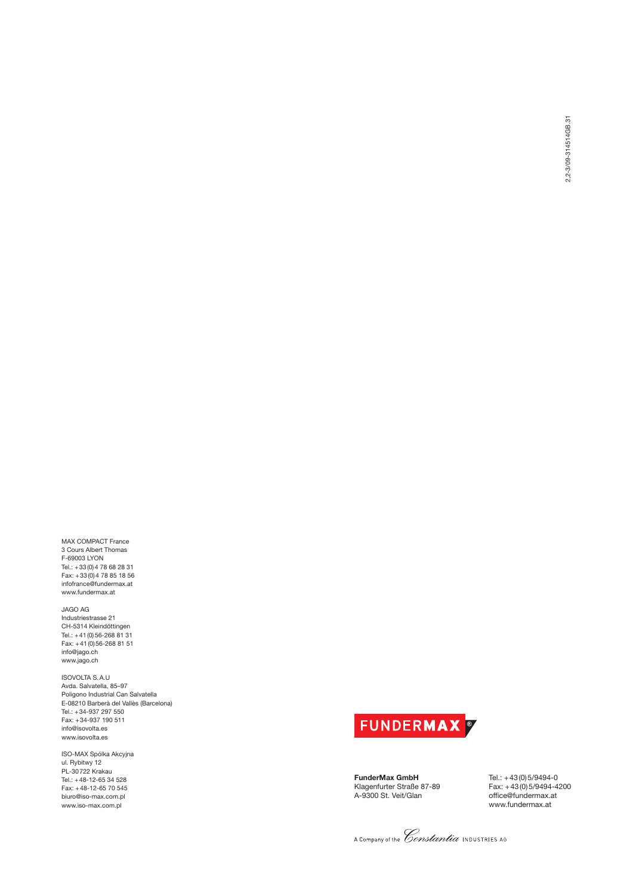2,2-3/09-314514GB.31

MAX COMPACT France
3 Cours Albert Thomas
F-69003 LYON
Tel.: +33(0)4 78 68 28 31
Fax: +33(0)4 78 85 18 56
infofrance@fundermax.at
www.fundermax.at

JAGO AG
Industriestrasse 21
CH-5314 Kleindöttingen
Tel.: +41(0)56-268 81 31
Fax: +41(0)56-268 81 51
info@jago.ch
www.jago.ch

ISOVOLTA S.A.U
Avda. Salvatella, 85–97
Polígono Industrial Can Salvatella
E-08210 Barberà del Vallès (Barcelona)
Tel.: +34-937 297 550
Fax: +34-937 190 511
info@isovolta.es
www.isovolta.es

ISO-MAX Spólka Akcyjna
ul. Rybitwy 12
PL-30722 Krakau
Tel.: +48-12-65 34 528
Fax: +48-12-65 70 545
biuro@iso-max.com.pl
www.iso-max.com.pl

FUNDERMAX®

**FunderMax GmbH**
Klagenfurter Straße 87-89
A-9300 St. Veit/Glan

Tel.: +43(0)5/9494-0
Fax: +43(0)5/9494-4200
office@fundermax.at
www.fundermax.at

A Company of the Constantia INDUSTRIES AG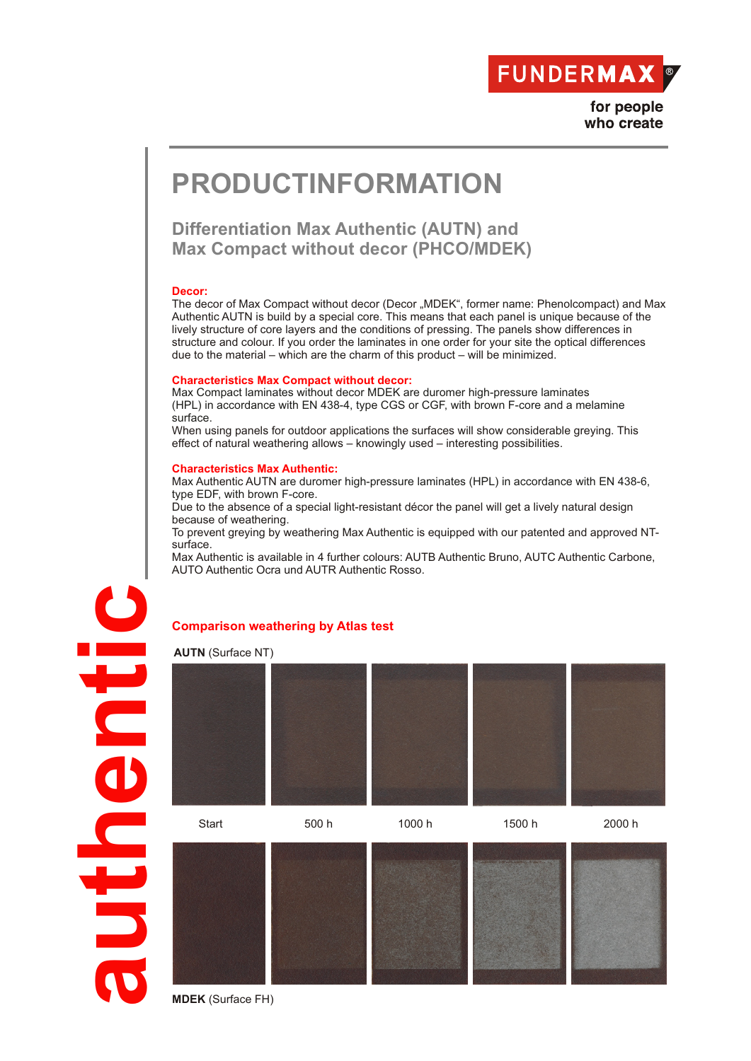# PRODUCTINFORMATION

## Differentiation Max Authentic (AUTN) and Max Compact without decor (PHCO/MDEK)

**Decor:**

The decor of Max Compact without decor (Decor „MDEK“, former name: Phenolcompact) and Max Authentic AUTN is build by a special core. This means that each panel is unique because of the lively structure of core layers and the conditions of pressing. The panels show differences in structure and colour. If you order the laminates in one order for your site the optical differences due to the material – which are the charm of this product – will be minimized.

**Characteristics Max Compact without decor:**

Max Compact laminates without decor MDEK are duromer high-pressure laminates (HPL) in accordance with EN 438-4, type CGS or CGF, with brown F-core and a melamine surface.
When using panels for outdoor applications the surfaces will show considerable greying. This effect of natural weathering allows – knowingly used – interesting possibilities.

**Characteristics Max Authentic:**

Max Authentic AUTN are duromer high-pressure laminates (HPL) in accordance with EN 438-6, type EDF, with brown F-core.
Due to the absence of a special light-resistant décor the panel will get a lively natural design because of weathering.
To prevent greying by weathering Max Authentic is equipped with our patented and approved NT-surface.
Max Authentic is available in 4 further colours: AUTB Authentic Bruno, AUTC Authentic Carbone, AUTO Authentic Ocra und AUTR Authentic Rosso.

**Comparison weathering by Atlas test**

**AUTN** (Surface NT)

Start 500 h 1000 h 1500 h 2000 h

**MDEK** (Surface FH)

authentic